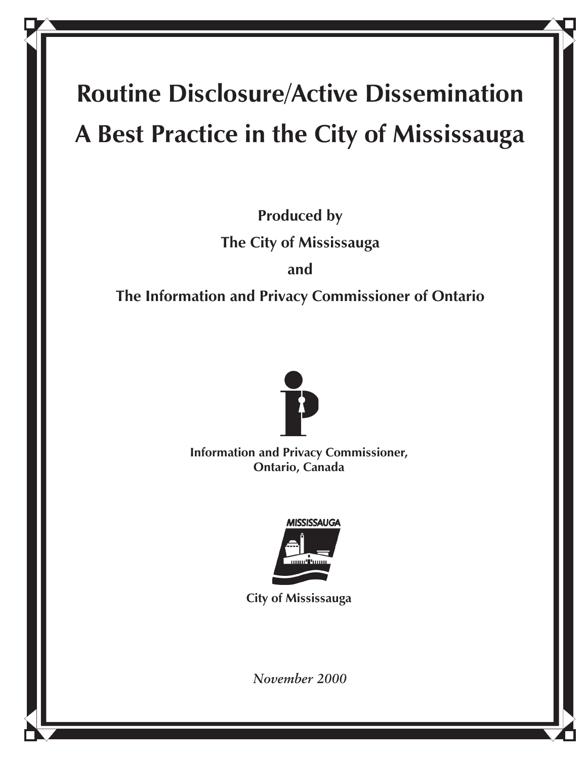# Routine Disclosure/Active Dissemination A Best Practice in the City of Mississauga

**Produced by**

**The City of Mississauga**

**and**

**The Information and Privacy Commissioner of Ontario**

**Information and Privacy Commissioner, Ontario, Canada**

**MISSISSAUGA**

**City of Mississauga**

*November 2000*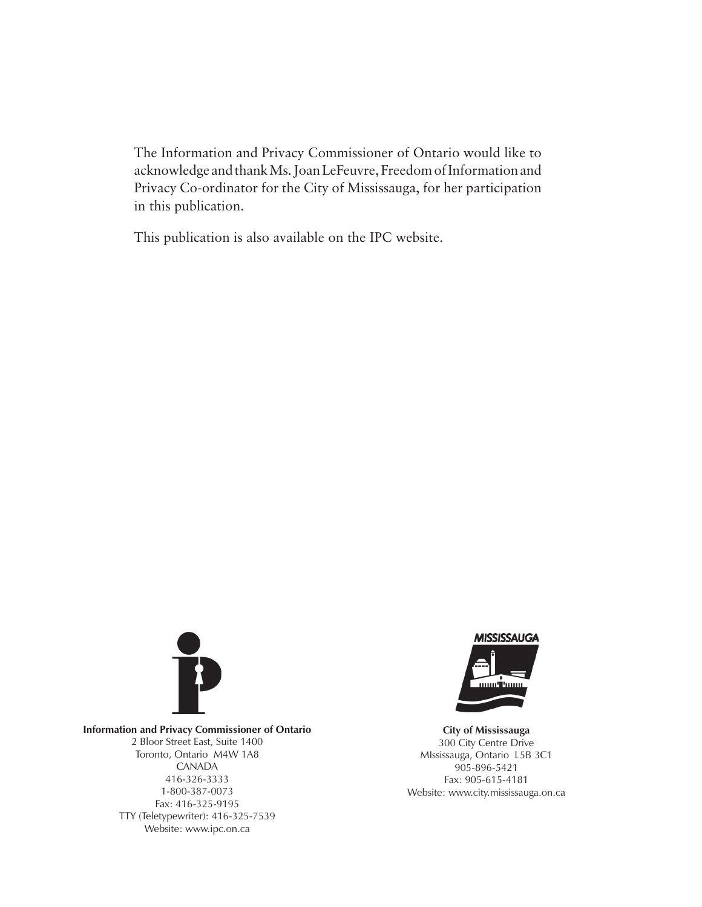The Information and Privacy Commissioner of Ontario would like to acknowledge and thank Ms. Joan LeFeuvre, Freedom of Information and Privacy Co-ordinator for the City of Mississauga, for her participation in this publication.

This publication is also available on the IPC website.

**Information and Privacy Commissioner of Ontario**
2 Bloor Street East, Suite 1400
Toronto, Ontario M4W 1A8
CANADA
416-326-3333
1-800-387-0073
Fax: 416-325-9195
TTY (Teletypewriter): 416-325-7539
Website: www.ipc.on.ca

MISSISSAUGA

**City of Mississauga**
300 City Centre Drive
MIssissauga, Ontario L5B 3C1
905-896-5421
Fax: 905-615-4181
Website: www.city.mississauga.on.ca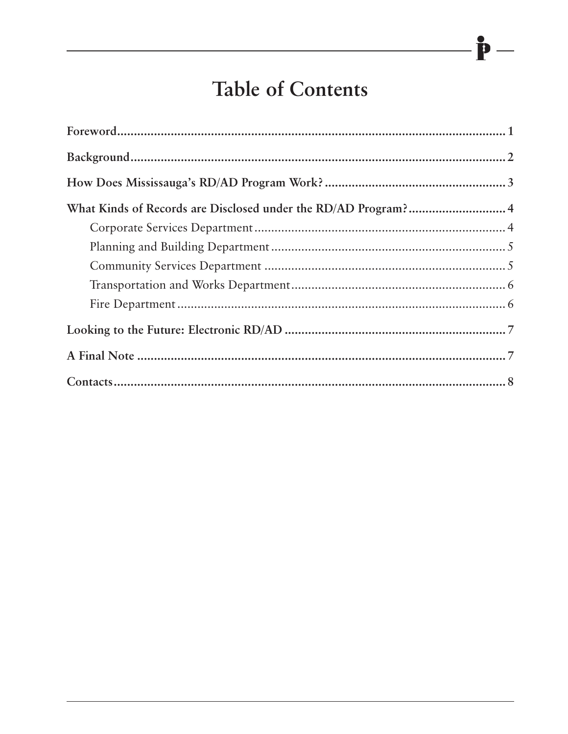# Table of Contents

**Foreword** ........................................................................................................ 1

**Background** .................................................................................................... 2

**How Does Mississauga's RD/AD Program Work?** ....................................... 3

**What Kinds of Records are Disclosed under the RD/AD Program?** .............. 4

- Corporate Services Department ........................................................... 4
- Planning and Building Department ...................................................... 5
- Community Services Department ........................................................ 5
- Transportation and Works Department ................................................ 6
- Fire Department .................................................................................... 6

**Looking to the Future: Electronic RD/AD** .................................................. 7

**A Final Note** .................................................................................................. 7

**Contacts** ........................................................................................................ 8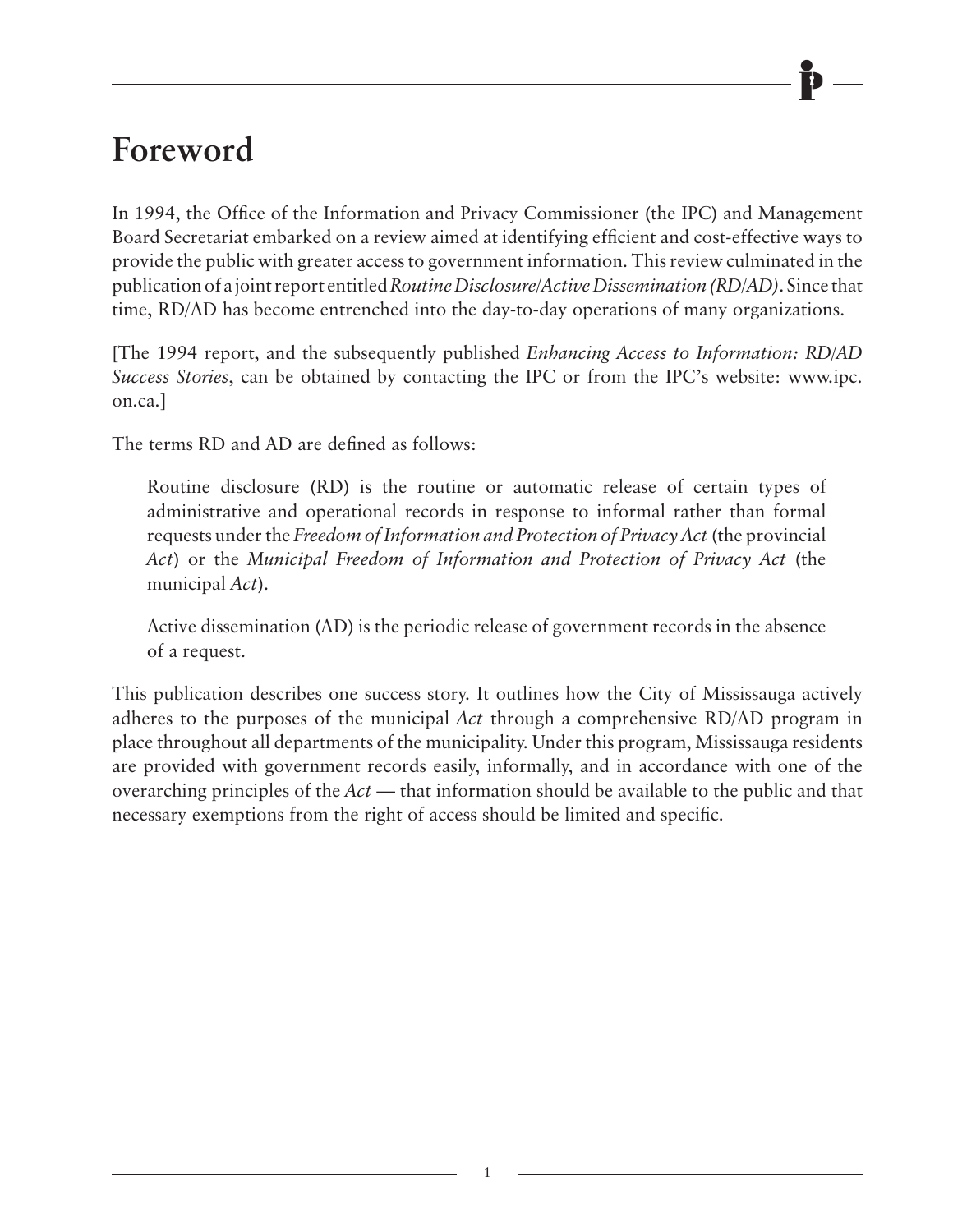# Foreword

In 1994, the Office of the Information and Privacy Commissioner (the IPC) and Management Board Secretariat embarked on a review aimed at identifying efficient and cost-effective ways to provide the public with greater access to government information. This review culminated in the publication of a joint report entitled *Routine Disclosure/Active Dissemination (RD/AD)*. Since that time, RD/AD has become entrenched into the day-to-day operations of many organizations.

[The 1994 report, and the subsequently published *Enhancing Access to Information: RD/AD Success Stories*, can be obtained by contacting the IPC or from the IPC's website: www.ipc.on.ca.]

The terms RD and AD are defined as follows:

> Routine disclosure (RD) is the routine or automatic release of certain types of administrative and operational records in response to informal rather than formal requests under the *Freedom of Information and Protection of Privacy Act* (the provincial *Act*) or the *Municipal Freedom of Information and Protection of Privacy Act* (the municipal *Act*).
>
> Active dissemination (AD) is the periodic release of government records in the absence of a request.

This publication describes one success story. It outlines how the City of Mississauga actively adheres to the purposes of the municipal *Act* through a comprehensive RD/AD program in place throughout all departments of the municipality. Under this program, Mississauga residents are provided with government records easily, informally, and in accordance with one of the overarching principles of the *Act* — that information should be available to the public and that necessary exemptions from the right of access should be limited and specific.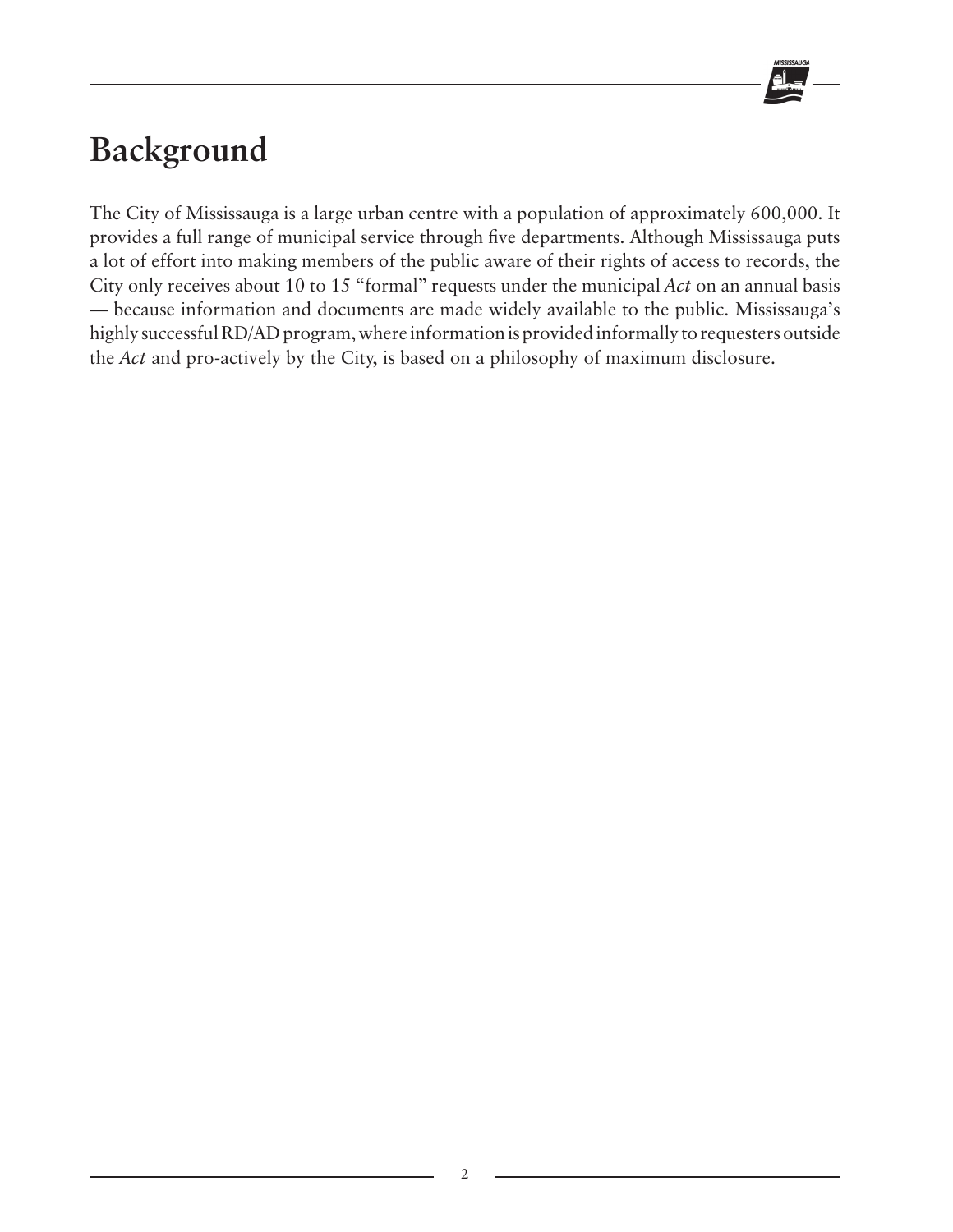# Background

The City of Mississauga is a large urban centre with a population of approximately 600,000. It provides a full range of municipal service through five departments. Although Mississauga puts a lot of effort into making members of the public aware of their rights of access to records, the City only receives about 10 to 15 "formal" requests under the municipal *Act* on an annual basis — because information and documents are made widely available to the public. Mississauga's highly successful RD/AD program, where information is provided informally to requesters outside the *Act* and pro-actively by the City, is based on a philosophy of maximum disclosure.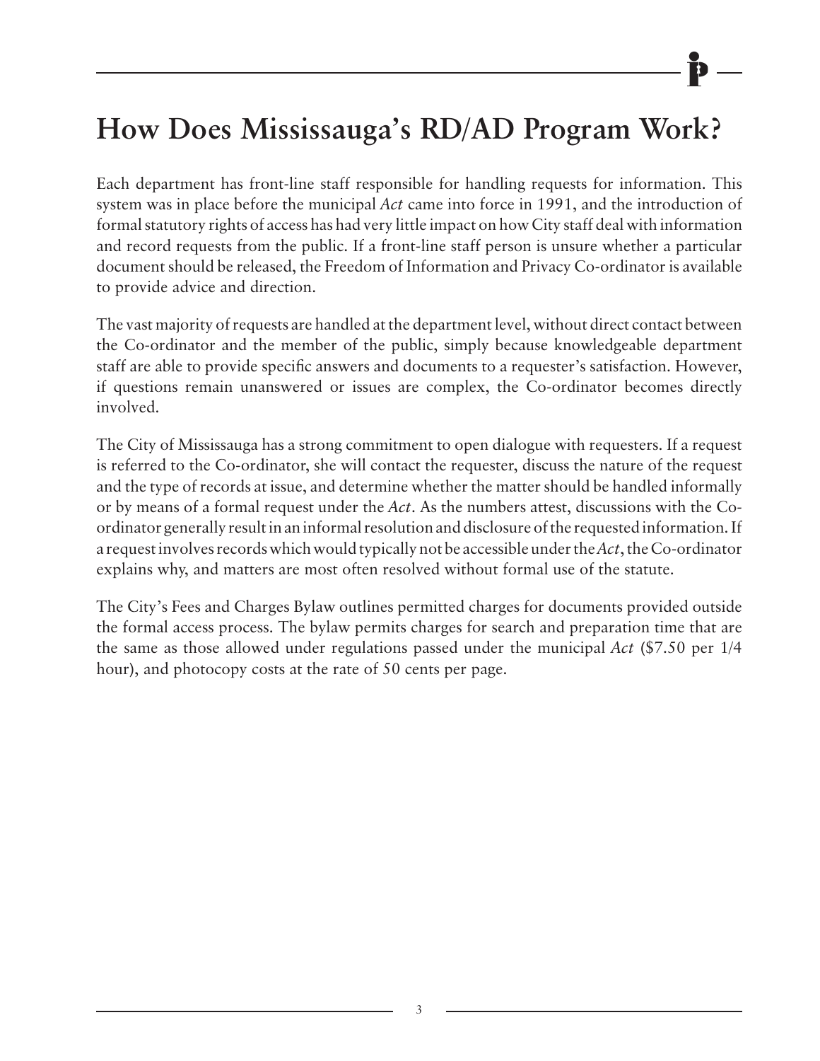# How Does Mississauga's RD/AD Program Work?

Each department has front-line staff responsible for handling requests for information. This system was in place before the municipal *Act* came into force in 1991, and the introduction of formal statutory rights of access has had very little impact on how City staff deal with information and record requests from the public. If a front-line staff person is unsure whether a particular document should be released, the Freedom of Information and Privacy Co-ordinator is available to provide advice and direction.

The vast majority of requests are handled at the department level, without direct contact between the Co-ordinator and the member of the public, simply because knowledgeable department staff are able to provide specific answers and documents to a requester's satisfaction. However, if questions remain unanswered or issues are complex, the Co-ordinator becomes directly involved.

The City of Mississauga has a strong commitment to open dialogue with requesters. If a request is referred to the Co-ordinator, she will contact the requester, discuss the nature of the request and the type of records at issue, and determine whether the matter should be handled informally or by means of a formal request under the *Act*. As the numbers attest, discussions with the Co-ordinator generally result in an informal resolution and disclosure of the requested information. If a request involves records which would typically not be accessible under the *Act*, the Co-ordinator explains why, and matters are most often resolved without formal use of the statute.

The City's Fees and Charges Bylaw outlines permitted charges for documents provided outside the formal access process. The bylaw permits charges for search and preparation time that are the same as those allowed under regulations passed under the municipal *Act* ($7.50 per 1/4 hour), and photocopy costs at the rate of 50 cents per page.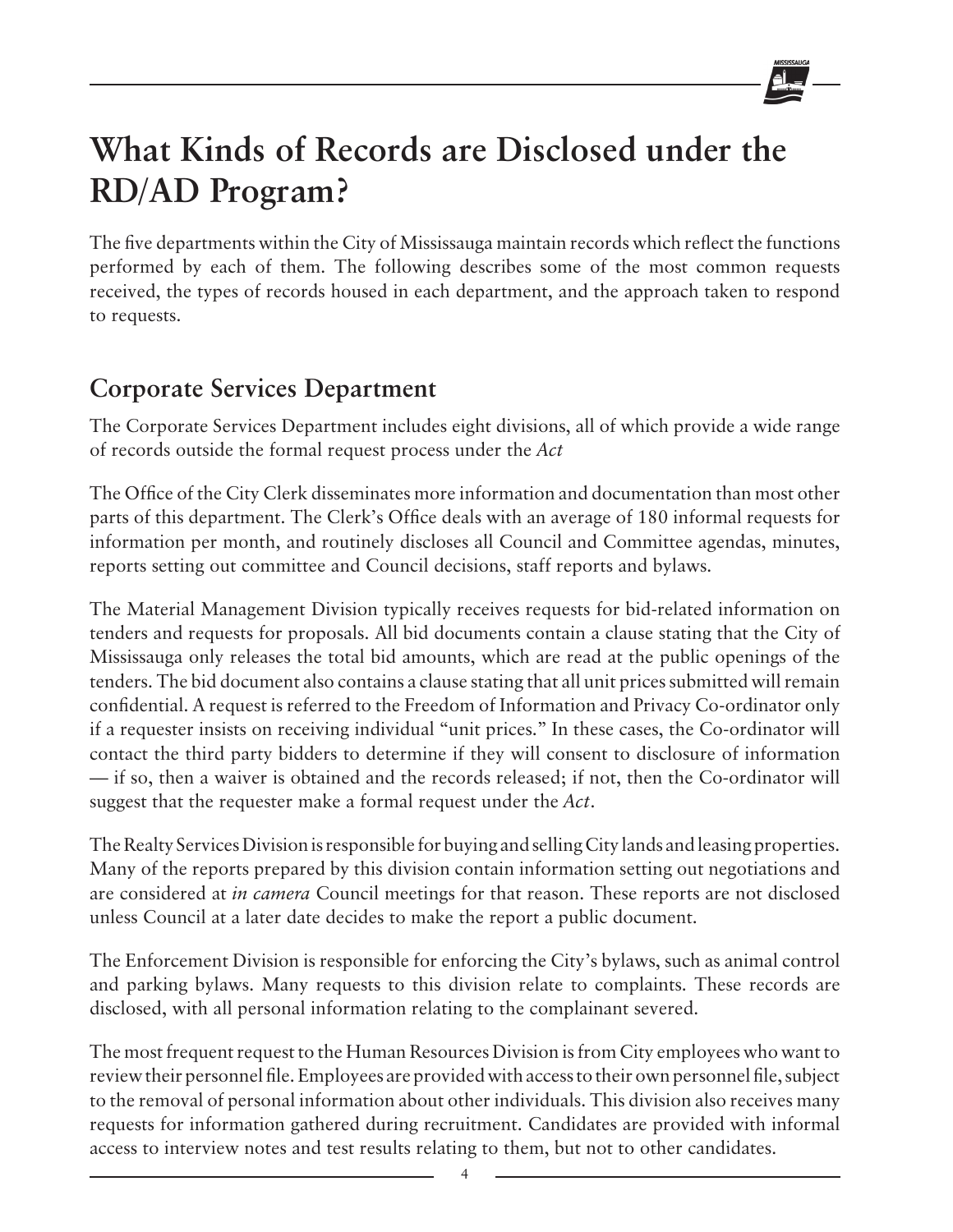# What Kinds of Records are Disclosed under the RD/AD Program?

The five departments within the City of Mississauga maintain records which reflect the functions performed by each of them. The following describes some of the most common requests received, the types of records housed in each department, and the approach taken to respond to requests.

## Corporate Services Department

The Corporate Services Department includes eight divisions, all of which provide a wide range of records outside the formal request process under the *Act*

The Office of the City Clerk disseminates more information and documentation than most other parts of this department. The Clerk's Office deals with an average of 180 informal requests for information per month, and routinely discloses all Council and Committee agendas, minutes, reports setting out committee and Council decisions, staff reports and bylaws.

The Material Management Division typically receives requests for bid-related information on tenders and requests for proposals. All bid documents contain a clause stating that the City of Mississauga only releases the total bid amounts, which are read at the public openings of the tenders. The bid document also contains a clause stating that all unit prices submitted will remain confidential. A request is referred to the Freedom of Information and Privacy Co-ordinator only if a requester insists on receiving individual "unit prices." In these cases, the Co-ordinator will contact the third party bidders to determine if they will consent to disclosure of information — if so, then a waiver is obtained and the records released; if not, then the Co-ordinator will suggest that the requester make a formal request under the *Act*.

The Realty Services Division is responsible for buying and selling City lands and leasing properties. Many of the reports prepared by this division contain information setting out negotiations and are considered at *in camera* Council meetings for that reason. These reports are not disclosed unless Council at a later date decides to make the report a public document.

The Enforcement Division is responsible for enforcing the City's bylaws, such as animal control and parking bylaws. Many requests to this division relate to complaints. These records are disclosed, with all personal information relating to the complainant severed.

The most frequent request to the Human Resources Division is from City employees who want to review their personnel file. Employees are provided with access to their own personnel file, subject to the removal of personal information about other individuals. This division also receives many requests for information gathered during recruitment. Candidates are provided with informal access to interview notes and test results relating to them, but not to other candidates.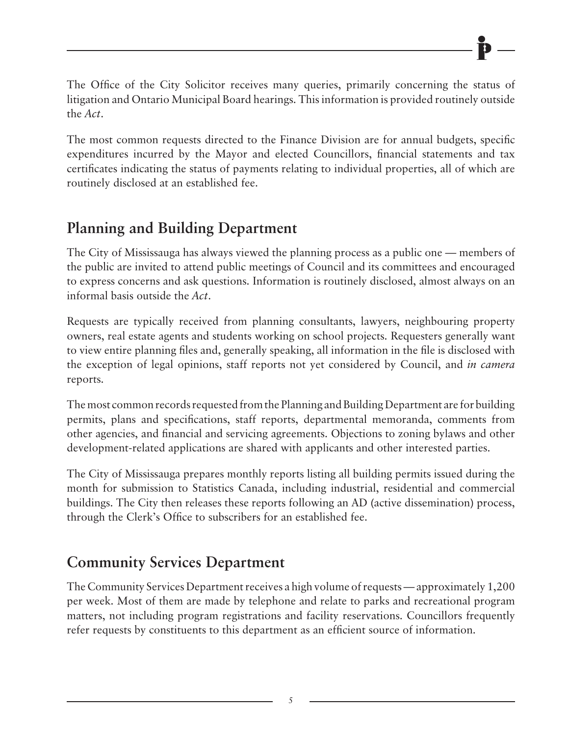The Office of the City Solicitor receives many queries, primarily concerning the status of litigation and Ontario Municipal Board hearings. This information is provided routinely outside the *Act*.

The most common requests directed to the Finance Division are for annual budgets, specific expenditures incurred by the Mayor and elected Councillors, financial statements and tax certificates indicating the status of payments relating to individual properties, all of which are routinely disclosed at an established fee.

## Planning and Building Department

The City of Mississauga has always viewed the planning process as a public one — members of the public are invited to attend public meetings of Council and its committees and encouraged to express concerns and ask questions. Information is routinely disclosed, almost always on an informal basis outside the *Act*.

Requests are typically received from planning consultants, lawyers, neighbouring property owners, real estate agents and students working on school projects. Requesters generally want to view entire planning files and, generally speaking, all information in the file is disclosed with the exception of legal opinions, staff reports not yet considered by Council, and *in camera* reports.

The most common records requested from the Planning and Building Department are for building permits, plans and specifications, staff reports, departmental memoranda, comments from other agencies, and financial and servicing agreements. Objections to zoning bylaws and other development-related applications are shared with applicants and other interested parties.

The City of Mississauga prepares monthly reports listing all building permits issued during the month for submission to Statistics Canada, including industrial, residential and commercial buildings. The City then releases these reports following an AD (active dissemination) process, through the Clerk's Office to subscribers for an established fee.

## Community Services Department

The Community Services Department receives a high volume of requests — approximately 1,200 per week. Most of them are made by telephone and relate to parks and recreational program matters, not including program registrations and facility reservations. Councillors frequently refer requests by constituents to this department as an efficient source of information.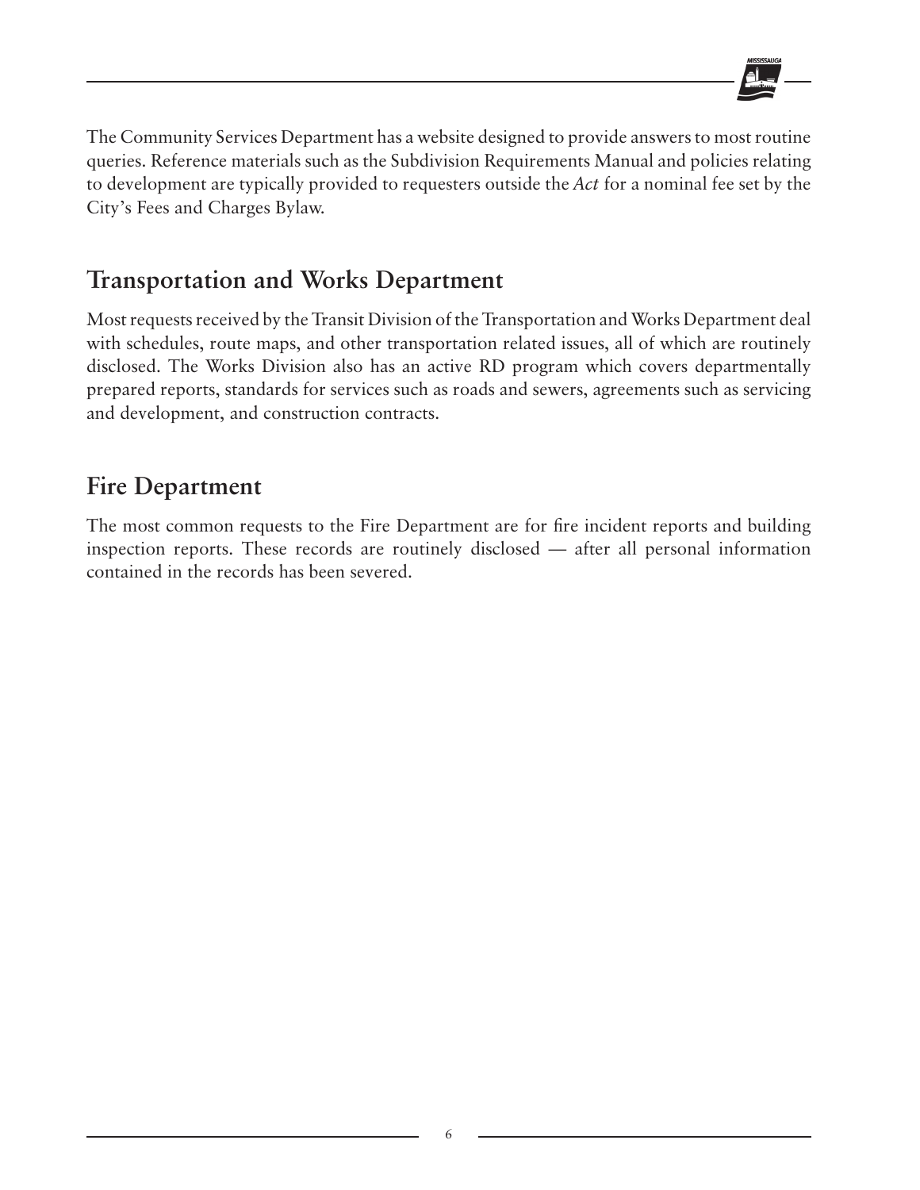The Community Services Department has a website designed to provide answers to most routine queries. Reference materials such as the Subdivision Requirements Manual and policies relating to development are typically provided to requesters outside the *Act* for a nominal fee set by the City's Fees and Charges Bylaw.

## Transportation and Works Department

Most requests received by the Transit Division of the Transportation and Works Department deal with schedules, route maps, and other transportation related issues, all of which are routinely disclosed. The Works Division also has an active RD program which covers departmentally prepared reports, standards for services such as roads and sewers, agreements such as servicing and development, and construction contracts.

## Fire Department

The most common requests to the Fire Department are for fire incident reports and building inspection reports. These records are routinely disclosed — after all personal information contained in the records has been severed.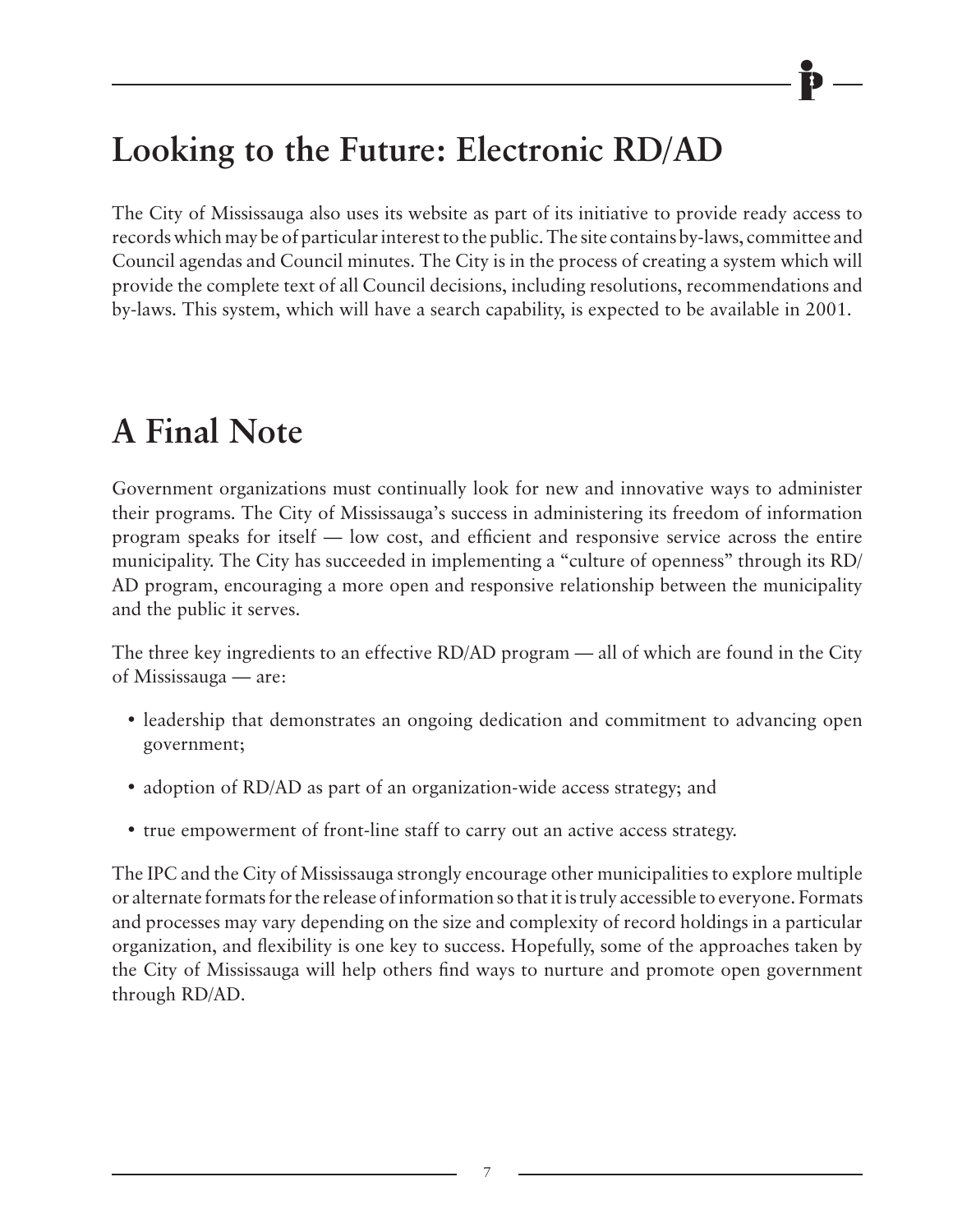## Looking to the Future: Electronic RD/AD

The City of Mississauga also uses its website as part of its initiative to provide ready access to records which may be of particular interest to the public. The site contains by-laws, committee and Council agendas and Council minutes. The City is in the process of creating a system which will provide the complete text of all Council decisions, including resolutions, recommendations and by-laws. This system, which will have a search capability, is expected to be available in 2001.

## A Final Note

Government organizations must continually look for new and innovative ways to administer their programs. The City of Mississauga's success in administering its freedom of information program speaks for itself — low cost, and efficient and responsive service across the entire municipality. The City has succeeded in implementing a "culture of openness" through its RD/AD program, encouraging a more open and responsive relationship between the municipality and the public it serves.

The three key ingredients to an effective RD/AD program — all of which are found in the City of Mississauga — are:

- leadership that demonstrates an ongoing dedication and commitment to advancing open government;
- adoption of RD/AD as part of an organization-wide access strategy; and
- true empowerment of front-line staff to carry out an active access strategy.

The IPC and the City of Mississauga strongly encourage other municipalities to explore multiple or alternate formats for the release of information so that it is truly accessible to everyone. Formats and processes may vary depending on the size and complexity of record holdings in a particular organization, and flexibility is one key to success. Hopefully, some of the approaches taken by the City of Mississauga will help others find ways to nurture and promote open government through RD/AD.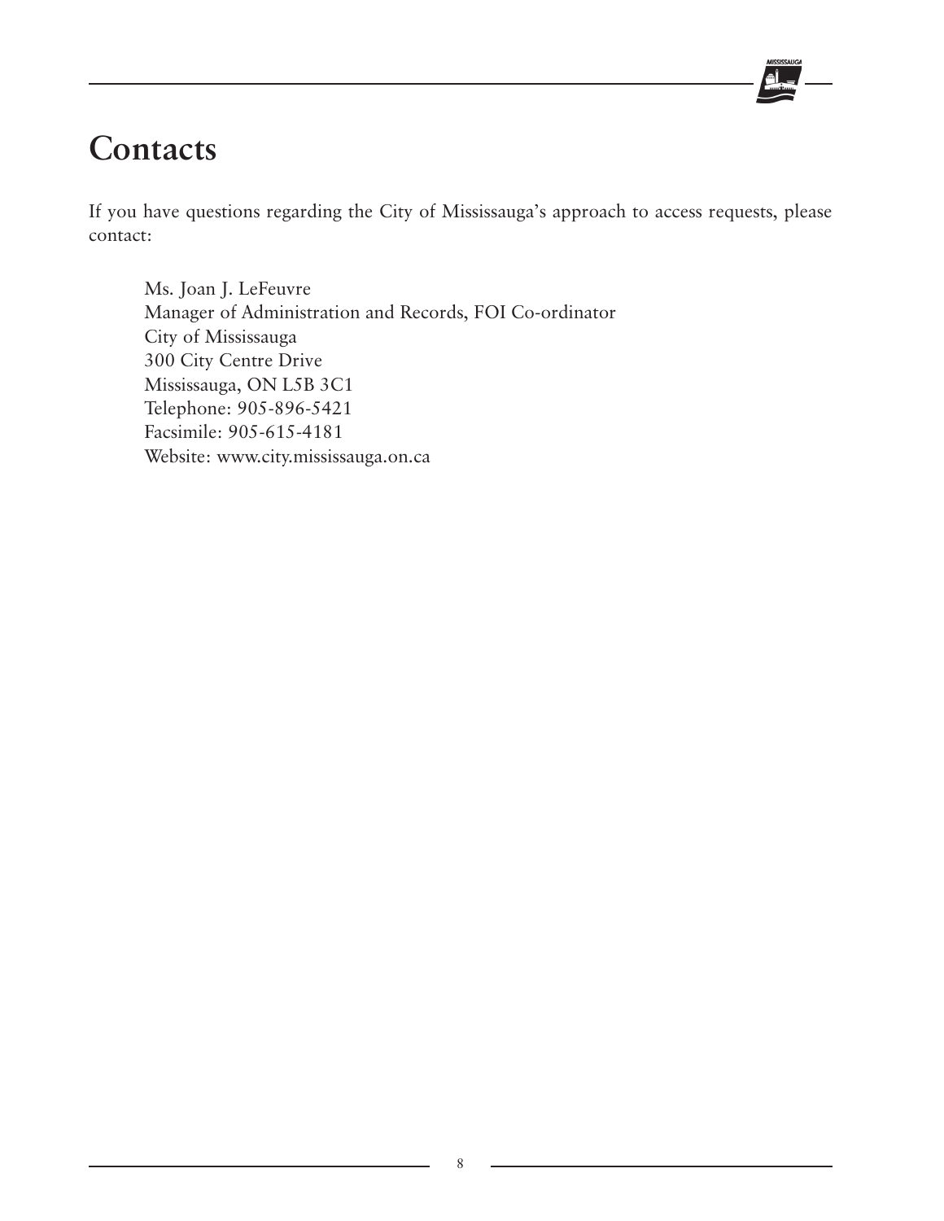# Contacts

If you have questions regarding the City of Mississauga's approach to access requests, please contact:

Ms. Joan J. LeFeuvre
Manager of Administration and Records, FOI Co-ordinator
City of Mississauga
300 City Centre Drive
Mississauga, ON L5B 3C1
Telephone: 905-896-5421
Facsimile: 905-615-4181
Website: www.city.mississauga.on.ca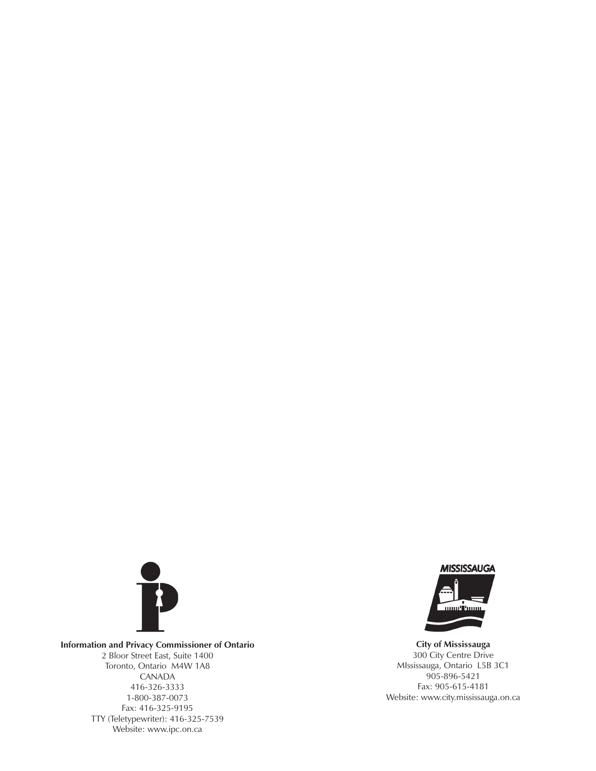**Information and Privacy Commissioner of Ontario**
2 Bloor Street East, Suite 1400
Toronto, Ontario M4W 1A8
CANADA
416-326-3333
1-800-387-0073
Fax: 416-325-9195
TTY (Teletypewriter): 416-325-7539
Website: www.ipc.on.ca

MISSISSAUGA

**City of Mississauga**
300 City Centre Drive
MIssissauga, Ontario L5B 3C1
905-896-5421
Fax: 905-615-4181
Website: www.city.mississauga.on.ca